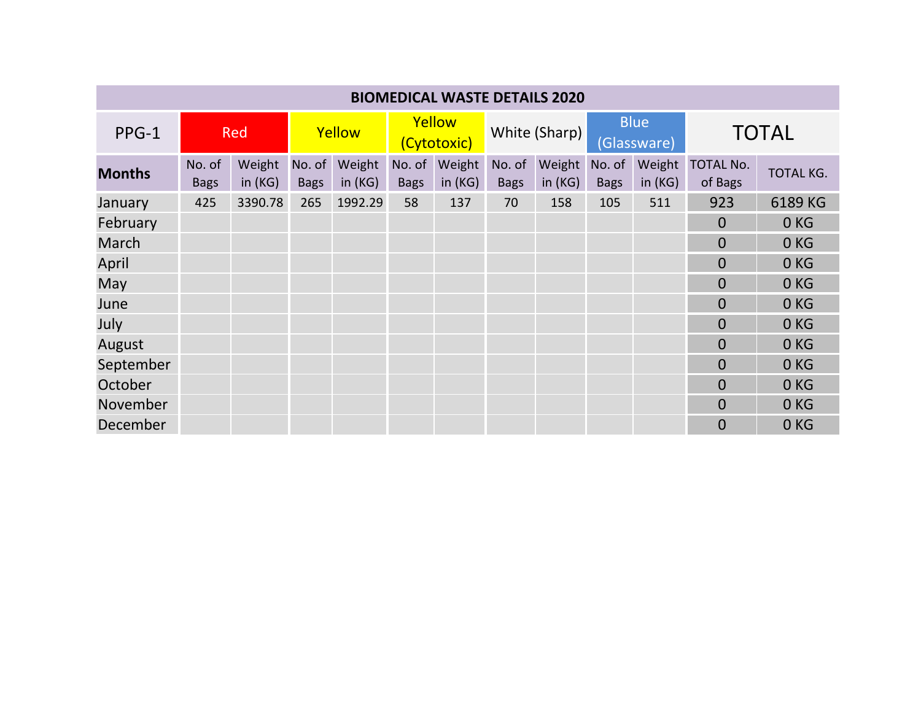| BIOMEDICAL WASTE DETAILS 2020 | | | | | | | | | | | | |
|---|---|---|---|---|---|---|---|---|---|---|---|---|
| PPG-1 | Red | | Yellow | | Yellow (Cytotoxic) | | White (Sharp) | | Blue (Glassware) | | TOTAL | |
| **Months** | No. of Bags | Weight in (KG) | No. of Bags | Weight in (KG) | No. of Bags | Weight in (KG) | No. of Bags | Weight in (KG) | No. of Bags | Weight in (KG) | TOTAL No. of Bags | TOTAL KG. |
| January | 425 | 3390.78 | 265 | 1992.29 | 58 | 137 | 70 | 158 | 105 | 511 | 923 | 6189 KG |
| February | | | | | | | | | | | 0 | 0 KG |
| March | | | | | | | | | | | 0 | 0 KG |
| April | | | | | | | | | | | 0 | 0 KG |
| May | | | | | | | | | | | 0 | 0 KG |
| June | | | | | | | | | | | 0 | 0 KG |
| July | | | | | | | | | | | 0 | 0 KG |
| August | | | | | | | | | | | 0 | 0 KG |
| September | | | | | | | | | | | 0 | 0 KG |
| October | | | | | | | | | | | 0 | 0 KG |
| November | | | | | | | | | | | 0 | 0 KG |
| December | | | | | | | | | | | 0 | 0 KG |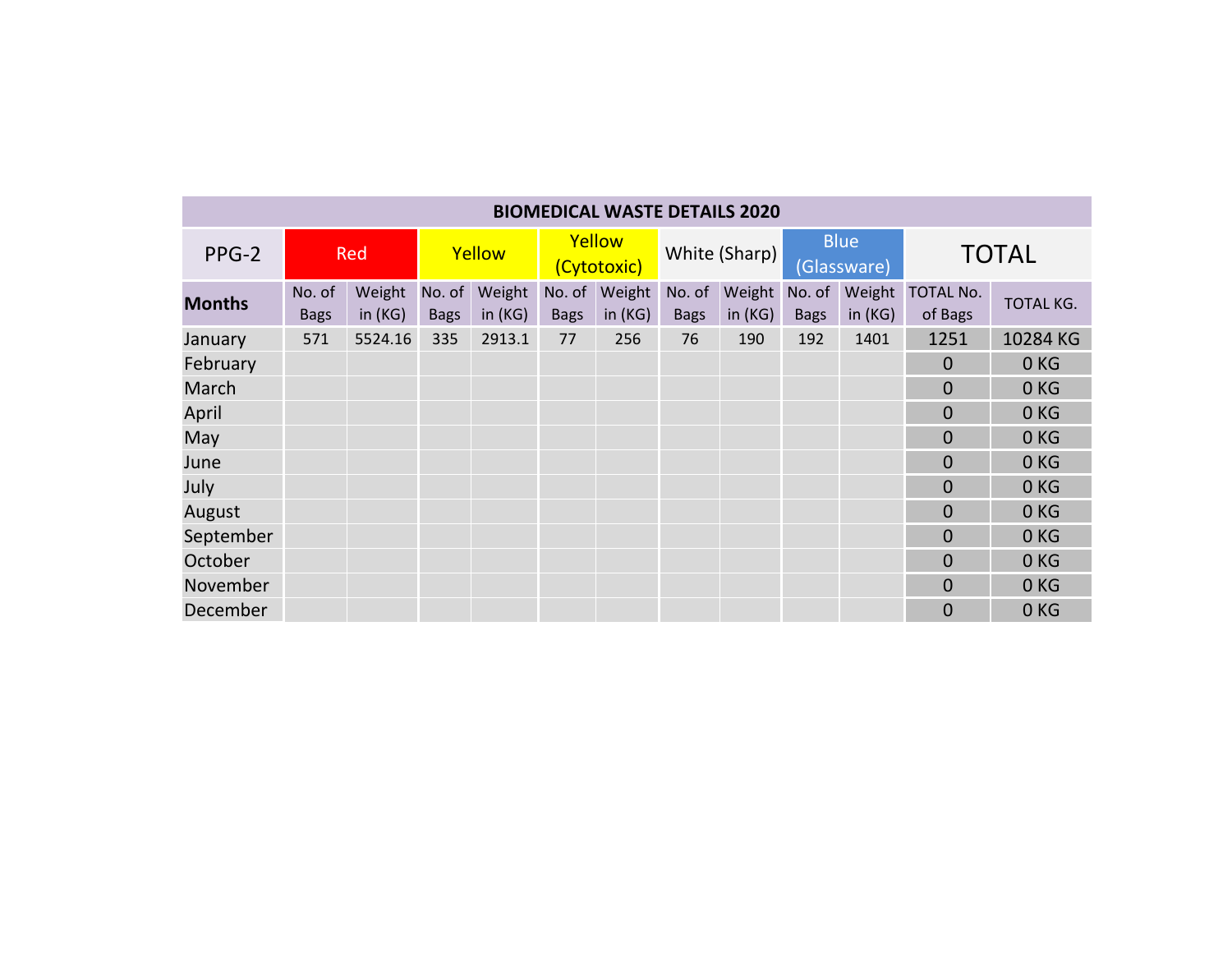| BIOMEDICAL WASTE DETAILS 2020 | | | | | | | | | | | | |
|---|---|---|---|---|---|---|---|---|---|---|---|---|
| PPG-2 | Red | | Yellow | | Yellow (Cytotoxic) | | White (Sharp) | | Blue (Glassware) | | TOTAL | |
| **Months** | No. of Bags | Weight in (KG) | No. of Bags | Weight in (KG) | No. of Bags | Weight in (KG) | No. of Bags | Weight in (KG) | No. of Bags | Weight in (KG) | TOTAL No. of Bags | TOTAL KG. |
| January | 571 | 5524.16 | 335 | 2913.1 | 77 | 256 | 76 | 190 | 192 | 1401 | 1251 | 10284 KG |
| February | | | | | | | | | | | 0 | 0 KG |
| March | | | | | | | | | | | 0 | 0 KG |
| April | | | | | | | | | | | 0 | 0 KG |
| May | | | | | | | | | | | 0 | 0 KG |
| June | | | | | | | | | | | 0 | 0 KG |
| July | | | | | | | | | | | 0 | 0 KG |
| August | | | | | | | | | | | 0 | 0 KG |
| September | | | | | | | | | | | 0 | 0 KG |
| October | | | | | | | | | | | 0 | 0 KG |
| November | | | | | | | | | | | 0 | 0 KG |
| December | | | | | | | | | | | 0 | 0 KG |